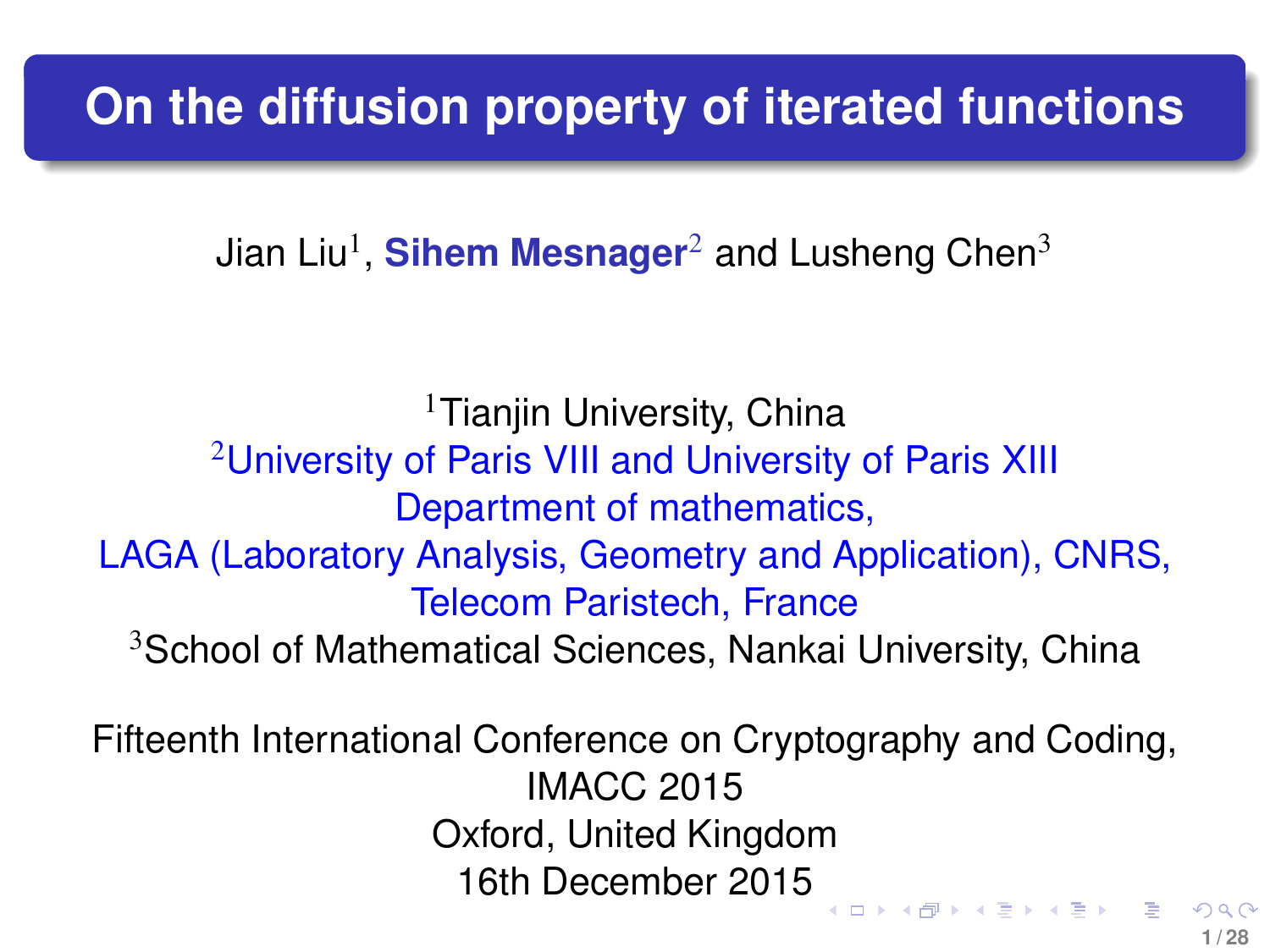# On the diffusion property of iterated functions

Jian Liu[1], **Sihem Mesnager**[2] and Lusheng Chen[3]

[1]Tianjin University, China
[2]University of Paris VIII and University of Paris XIII
Department of mathematics,
LAGA (Laboratory Analysis, Geometry and Application), CNRS,
Telecom Paristech, France
[3]School of Mathematical Sciences, Nankai University, China

Fifteenth International Conference on Cryptography and Coding,
IMACC 2015
Oxford, United Kingdom
16th December 2015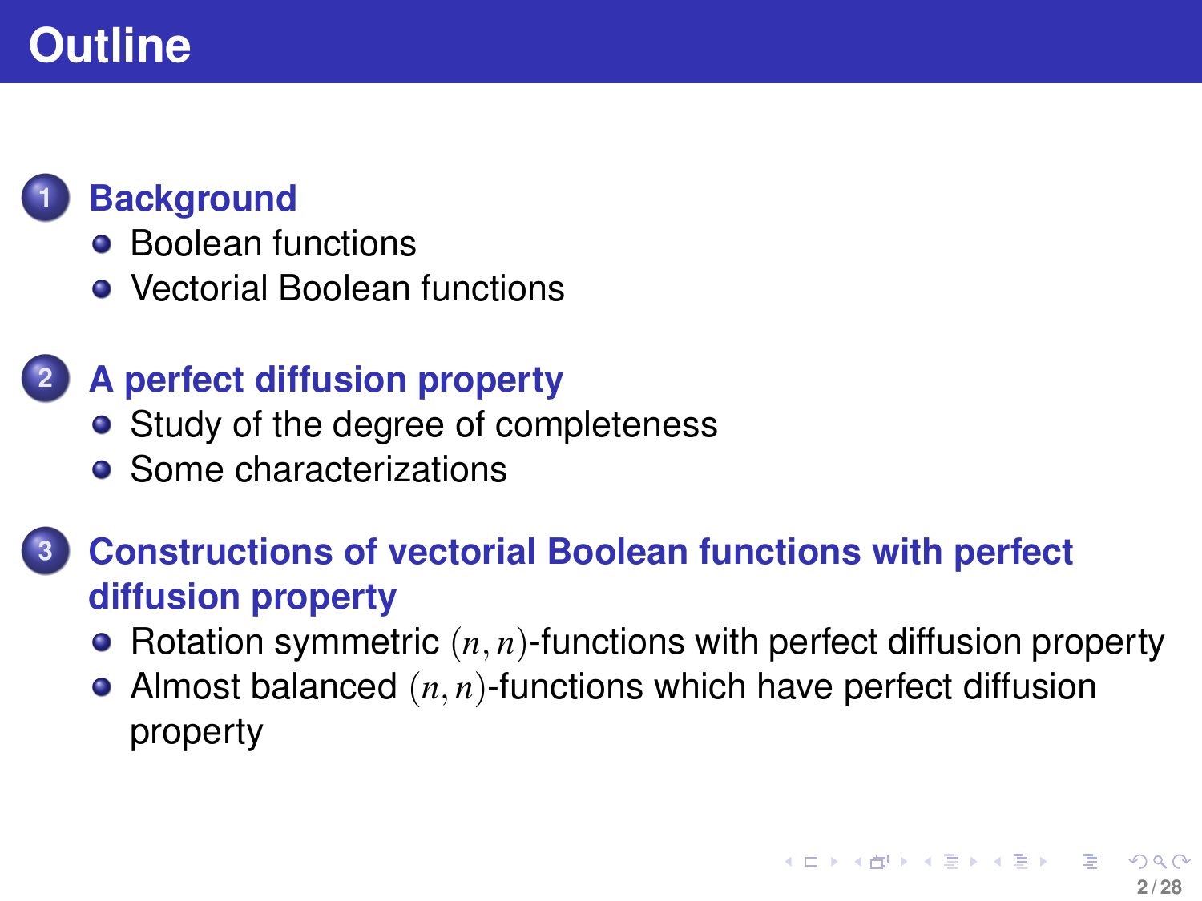# Outline

1. **Background**
   - Boolean functions
   - Vectorial Boolean functions

2. **A perfect diffusion property**
   - Study of the degree of completeness
   - Some characterizations

3. **Constructions of vectorial Boolean functions with perfect diffusion property**
   - Rotation symmetric $(n, n)$-functions with perfect diffusion property
   - Almost balanced $(n, n)$-functions which have perfect diffusion property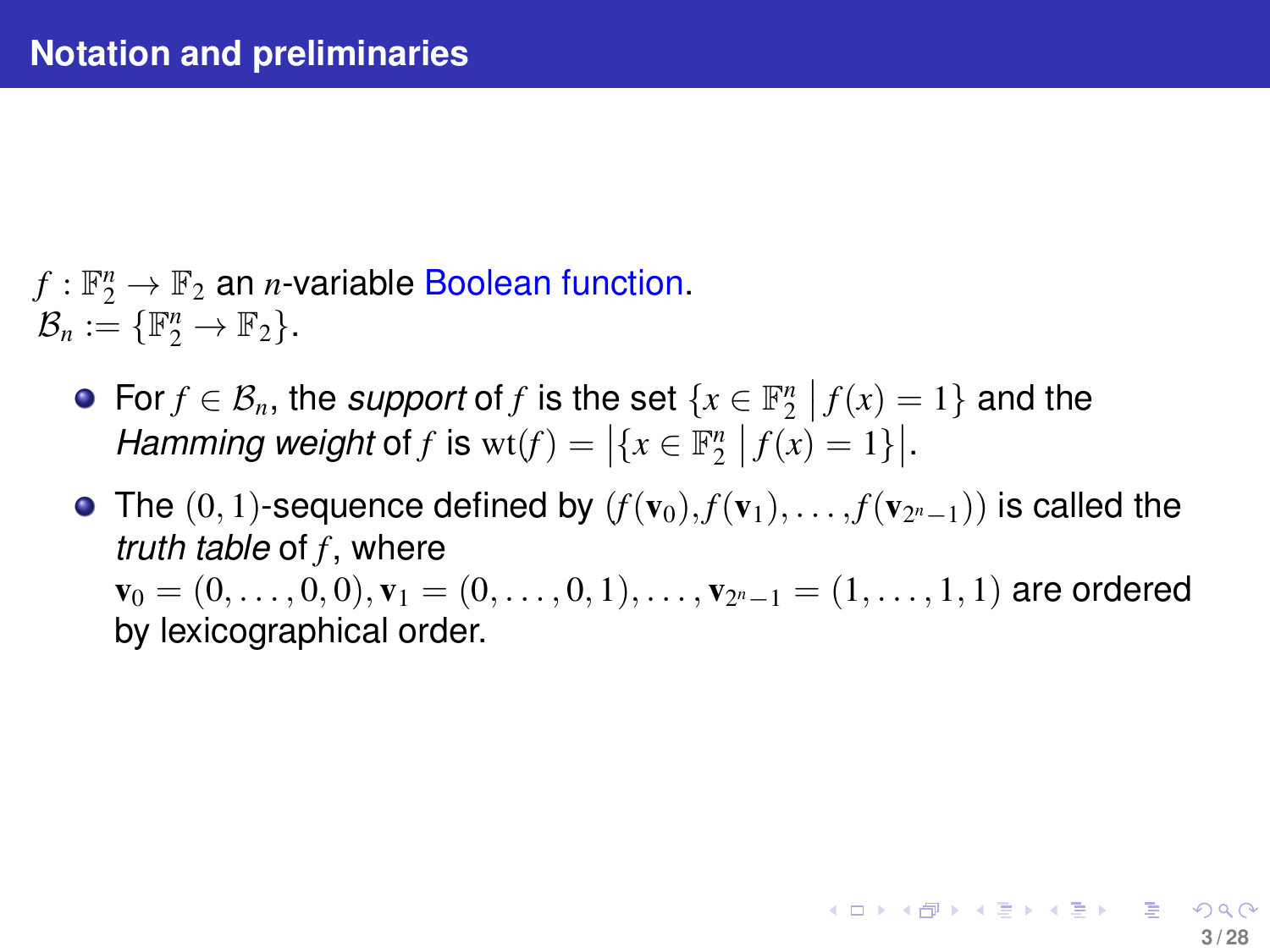## Notation and preliminaries

$f : \mathbb{F}_2^n \to \mathbb{F}_2$ an $n$-variable Boolean function.
$\mathcal{B}_n := \{\mathbb{F}_2^n \to \mathbb{F}_2\}$.

- For $f \in \mathcal{B}_n$, the *support* of $f$ is the set $\{x \in \mathbb{F}_2^n \mid f(x) = 1\}$ and the *Hamming weight* of $f$ is $\mathrm{wt}(f) = \left|\{x \in \mathbb{F}_2^n \mid f(x) = 1\}\right|$.
- The $(0,1)$-sequence defined by $(f(\mathbf{v}_0), f(\mathbf{v}_1), \ldots, f(\mathbf{v}_{2^n-1}))$ is called the *truth table* of $f$, where $\mathbf{v}_0 = (0, \ldots, 0, 0), \mathbf{v}_1 = (0, \ldots, 0, 1), \ldots, \mathbf{v}_{2^n-1} = (1, \ldots, 1, 1)$ are ordered by lexicographical order.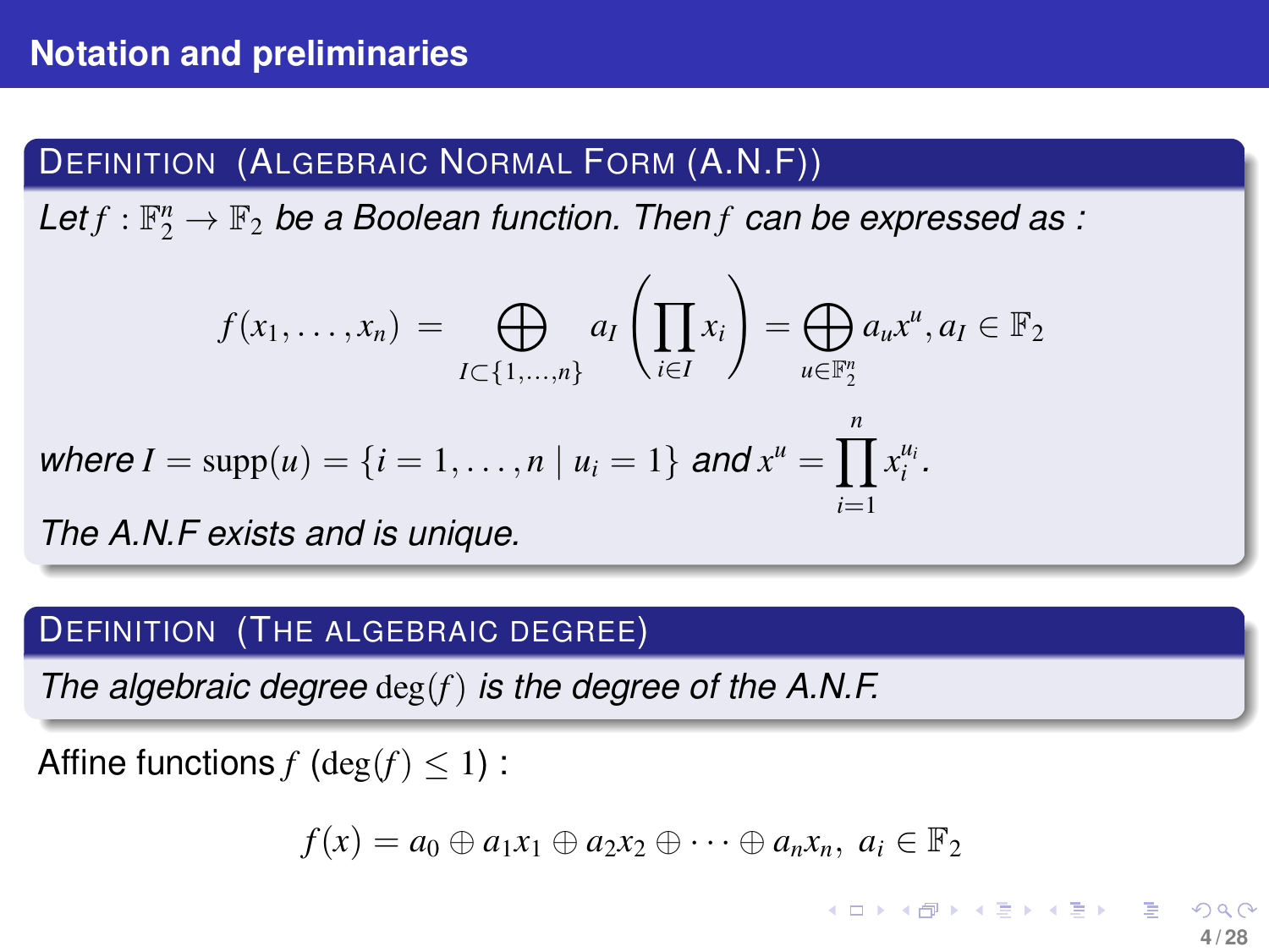## Notation and preliminaries

**Definition (Algebraic Normal Form (A.N.F))**

*Let $f : \mathbb{F}_2^n \to \mathbb{F}_2$ be a Boolean function. Then $f$ can be expressed as :*

$$f(x_1, \ldots, x_n) = \bigoplus_{I \subset \{1,\ldots,n\}} a_I \left( \prod_{i \in I} x_i \right) = \bigoplus_{u \in \mathbb{F}_2^n} a_u x^u, a_I \in \mathbb{F}_2$$

*where $I = \mathrm{supp}(u) = \{i = 1, \ldots, n \mid u_i = 1\}$ and $x^u = \prod_{i=1}^{n} x_i^{u_i}$.*

*The A.N.F exists and is unique.*

**Definition (The algebraic degree)**

*The algebraic degree $\deg(f)$ is the degree of the A.N.F.*

Affine functions $f$ $(\deg(f) \leq 1)$ :

$$f(x) = a_0 \oplus a_1 x_1 \oplus a_2 x_2 \oplus \cdots \oplus a_n x_n, \; a_i \in \mathbb{F}_2$$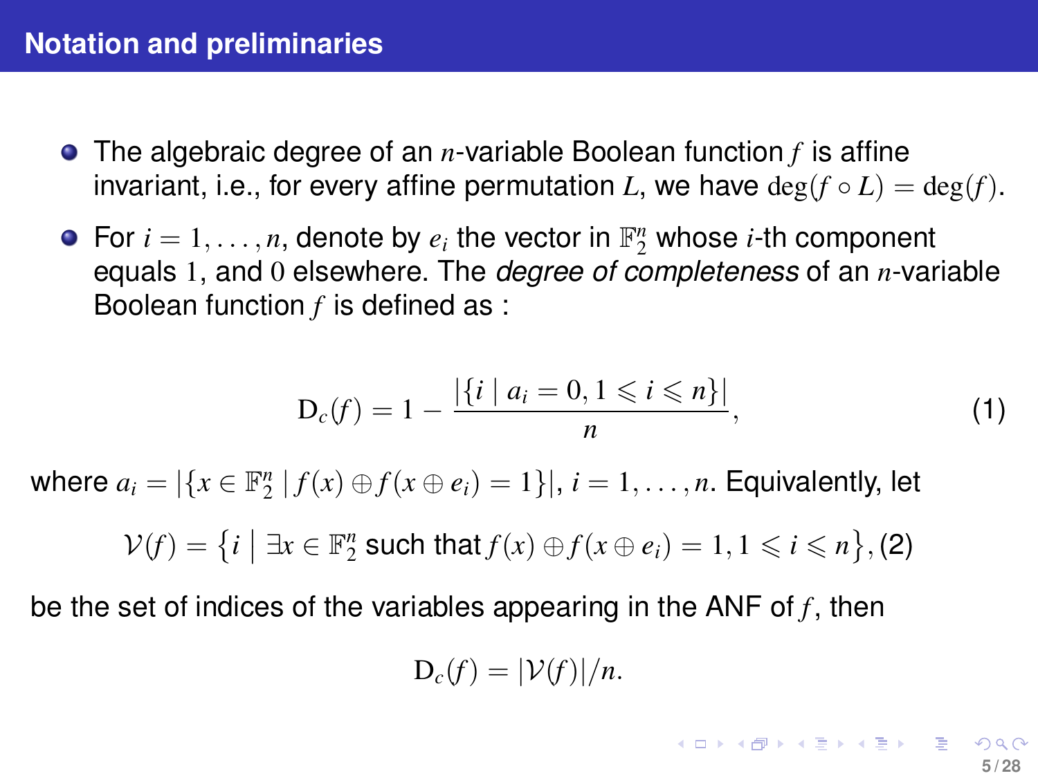## Notation and preliminaries

- The algebraic degree of an $n$-variable Boolean function $f$ is affine invariant, i.e., for every affine permutation $L$, we have $\deg(f \circ L) = \deg(f)$.
- For $i = 1, \ldots, n$, denote by $e_i$ the vector in $\mathbb{F}_2^n$ whose $i$-th component equals $1$, and $0$ elsewhere. The *degree of completeness* of an $n$-variable Boolean function $f$ is defined as :

$$\mathrm{D}_c(f) = 1 - \frac{|\{i \mid a_i = 0, 1 \leqslant i \leqslant n\}|}{n}, \tag{1}$$

where $a_i = |\{x \in \mathbb{F}_2^n \mid f(x) \oplus f(x \oplus e_i) = 1\}|$, $i = 1, \ldots, n$. Equivalently, let

$$\mathcal{V}(f) = \left\{ i \;\middle|\; \exists x \in \mathbb{F}_2^n \text{ such that } f(x) \oplus f(x \oplus e_i) = 1, 1 \leqslant i \leqslant n \right\}, \tag{2}$$

be the set of indices of the variables appearing in the ANF of $f$, then

$$\mathrm{D}_c(f) = |\mathcal{V}(f)|/n.$$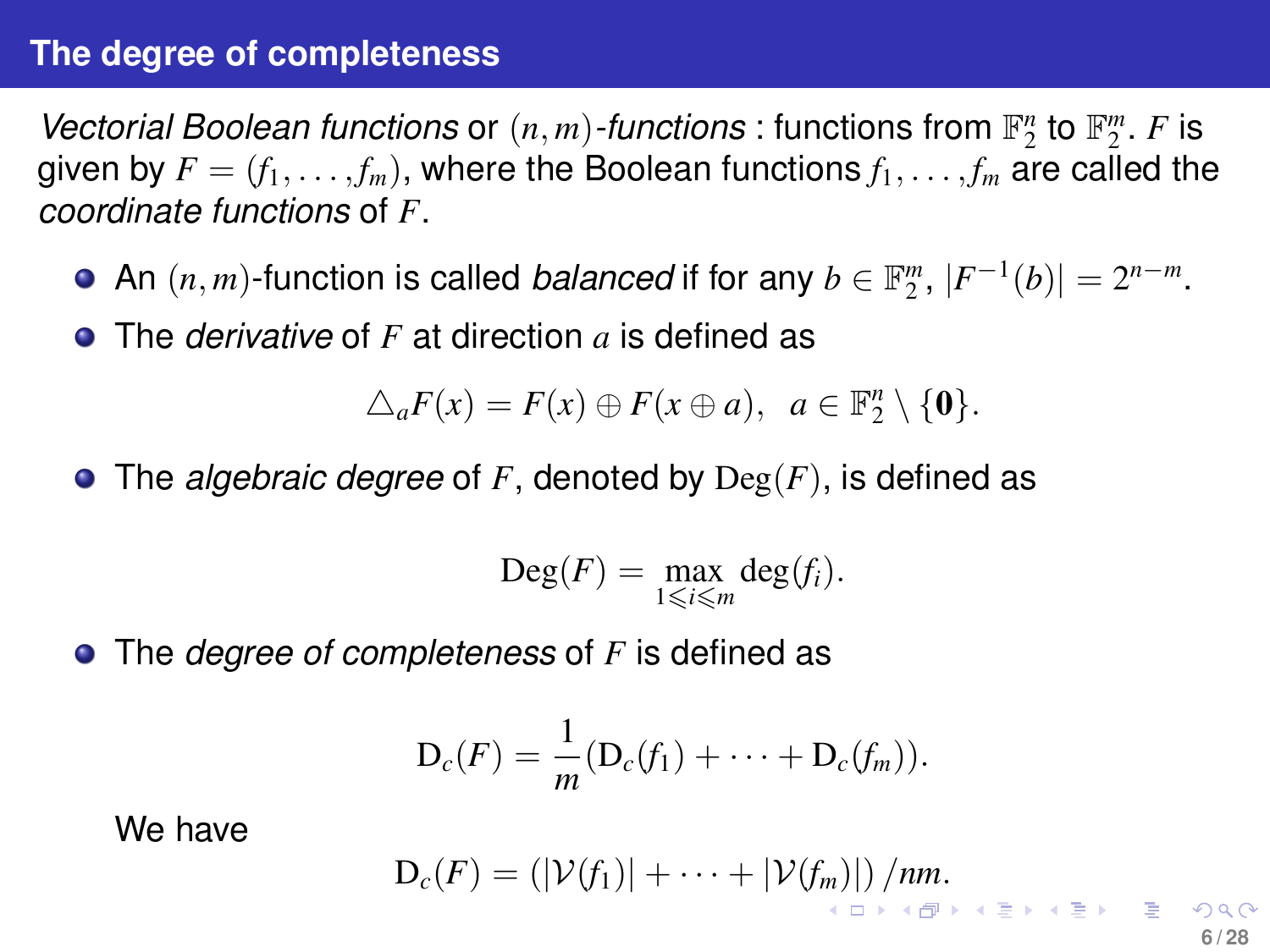## The degree of completeness

*Vectorial Boolean functions* or $(n,m)$*-functions* : functions from $\mathbb{F}_2^n$ to $\mathbb{F}_2^m$. $F$ is given by $F = (f_1, \ldots, f_m)$, where the Boolean functions $f_1, \ldots, f_m$ are called the *coordinate functions* of $F$.

- An $(n,m)$-function is called *balanced* if for any $b \in \mathbb{F}_2^m$, $|F^{-1}(b)| = 2^{n-m}$.
- The *derivative* of $F$ at direction $a$ is defined as

$$\triangle_a F(x) = F(x) \oplus F(x \oplus a), \quad a \in \mathbb{F}_2^n \setminus \{\mathbf{0}\}.$$

- The *algebraic degree* of $F$, denoted by $\mathrm{Deg}(F)$, is defined as

$$\mathrm{Deg}(F) = \max_{1 \leqslant i \leqslant m} \deg(f_i).$$

- The *degree of completeness* of $F$ is defined as

$$\mathrm{D}_c(F) = \frac{1}{m}(\mathrm{D}_c(f_1) + \cdots + \mathrm{D}_c(f_m)).$$

  We have

$$\mathrm{D}_c(F) = \left(|\mathcal{V}(f_1)| + \cdots + |\mathcal{V}(f_m)|\right)/nm.$$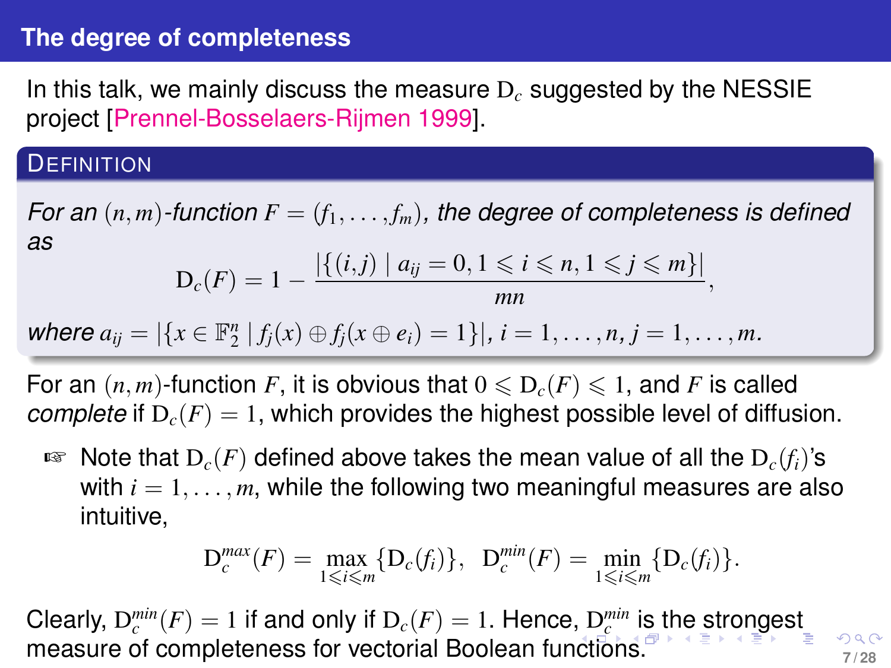## The degree of completeness

In this talk, we mainly discuss the measure $\mathrm{D}_c$ suggested by the NESSIE project [Prennel-Bosselaers-Rijmen 1999].

**Definition**

*For an $(n,m)$-function $F = (f_1, \ldots, f_m)$, the degree of completeness is defined as*

$$\mathrm{D}_c(F) = 1 - \frac{|\{(i,j) \mid a_{ij} = 0, 1 \leqslant i \leqslant n, 1 \leqslant j \leqslant m\}|}{mn},$$

*where $a_{ij} = |\{x \in \mathbb{F}_2^n \mid f_j(x) \oplus f_j(x \oplus e_i) = 1\}|$, $i = 1, \ldots, n$, $j = 1, \ldots, m$.*

For an $(n,m)$-function $F$, it is obvious that $0 \leqslant \mathrm{D}_c(F) \leqslant 1$, and $F$ is called *complete* if $\mathrm{D}_c(F) = 1$, which provides the highest possible level of diffusion.

- ☞ Note that $\mathrm{D}_c(F)$ defined above takes the mean value of all the $\mathrm{D}_c(f_i)$'s with $i = 1, \ldots, m$, while the following two meaningful measures are also intuitive,

$$\mathrm{D}_c^{max}(F) = \max_{1 \leqslant i \leqslant m} \{\mathrm{D}_c(f_i)\}, \quad \mathrm{D}_c^{min}(F) = \min_{1 \leqslant i \leqslant m} \{\mathrm{D}_c(f_i)\}.$$

Clearly, $\mathrm{D}_c^{min}(F) = 1$ if and only if $\mathrm{D}_c(F) = 1$. Hence, $\mathrm{D}_c^{min}$ is the strongest measure of completeness for vectorial Boolean functions.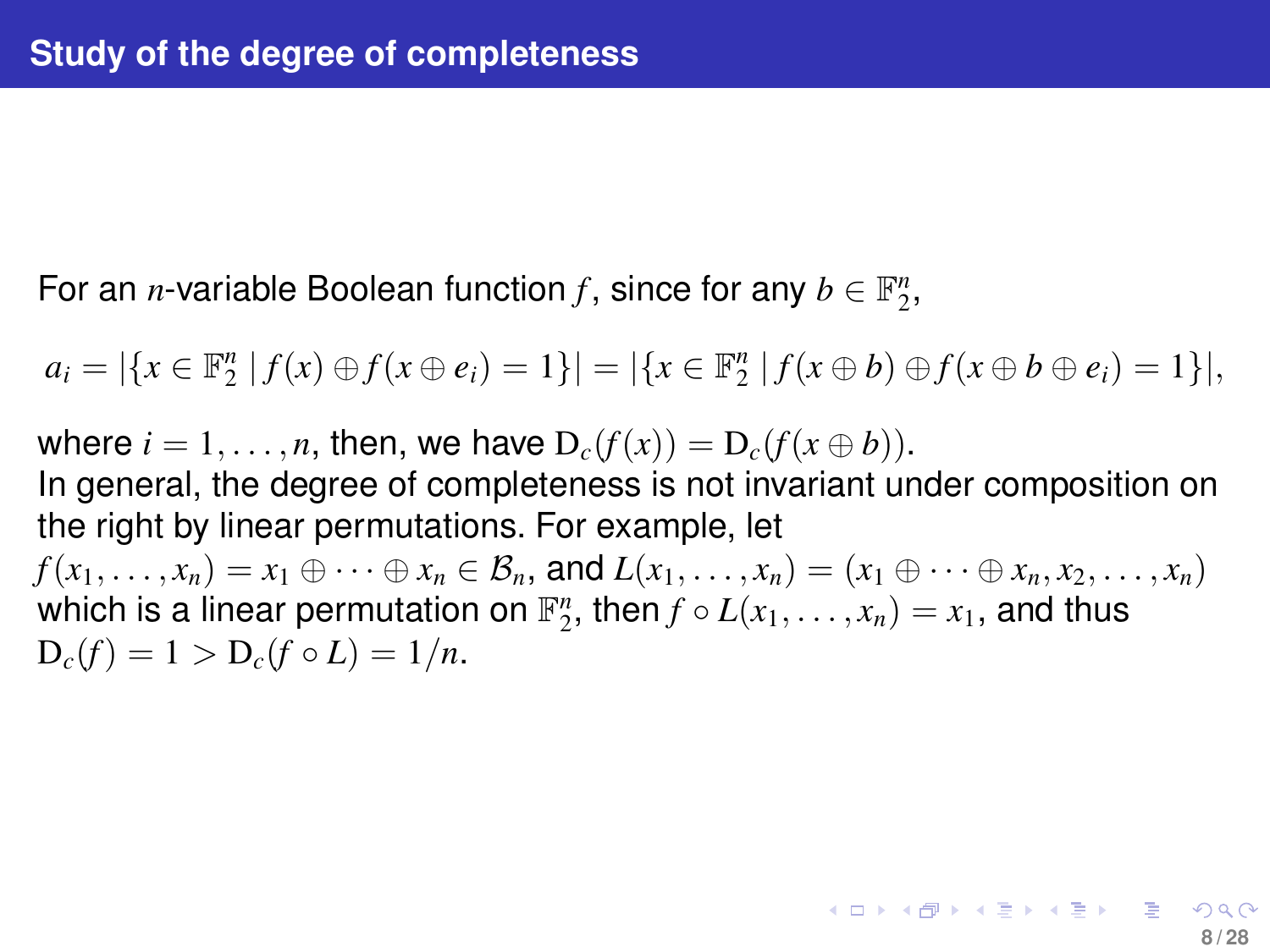## Study of the degree of completeness

For an $n$-variable Boolean function $f$, since for any $b \in \mathbb{F}_2^n$,

$$a_i = |\{x \in \mathbb{F}_2^n \mid f(x) \oplus f(x \oplus e_i) = 1\}| = |\{x \in \mathbb{F}_2^n \mid f(x \oplus b) \oplus f(x \oplus b \oplus e_i) = 1\}|,$$

where $i = 1, \ldots, n$, then, we have $\mathrm{D}_c(f(x)) = \mathrm{D}_c(f(x \oplus b))$.
In general, the degree of completeness is not invariant under composition on the right by linear permutations. For example, let $f(x_1, \ldots, x_n) = x_1 \oplus \cdots \oplus x_n \in \mathcal{B}_n$, and $L(x_1, \ldots, x_n) = (x_1 \oplus \cdots \oplus x_n, x_2, \ldots, x_n)$ which is a linear permutation on $\mathbb{F}_2^n$, then $f \circ L(x_1, \ldots, x_n) = x_1$, and thus $\mathrm{D}_c(f) = 1 > \mathrm{D}_c(f \circ L) = 1/n$.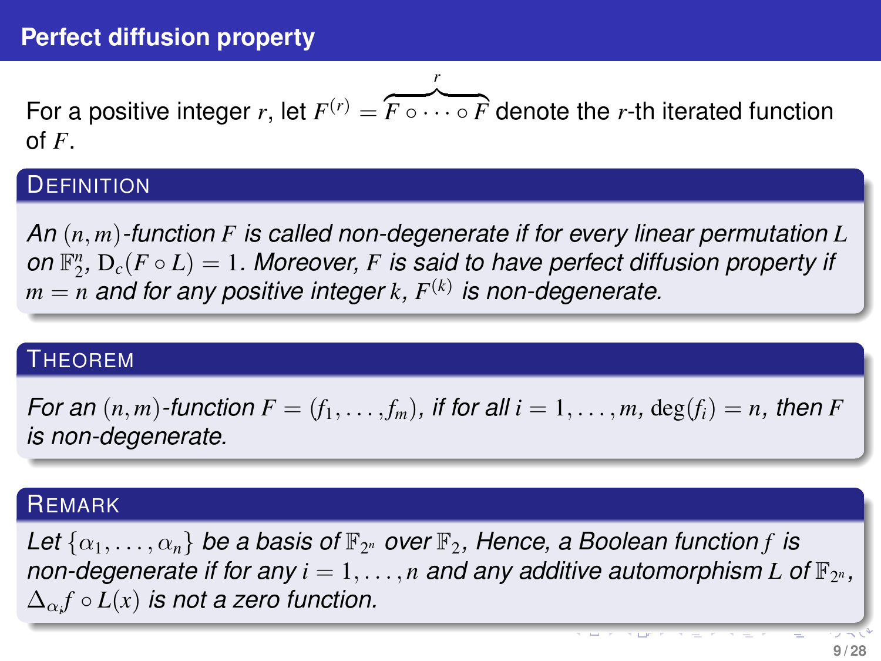# Perfect diffusion property

For a positive integer $r$, let $F^{(r)} = \overbrace{F \circ \cdots \circ F}^{r}$ denote the $r$-th iterated function of $F$.

**Definition**

*An $(n,m)$-function $F$ is called non-degenerate if for every linear permutation $L$ on $\mathbb{F}_2^n$, $\mathrm{D}_c(F \circ L) = 1$. Moreover, $F$ is said to have perfect diffusion property if $m = n$ and for any positive integer $k$, $F^{(k)}$ is non-degenerate.*

**Theorem**

*For an $(n,m)$-function $F = (f_1, \ldots, f_m)$, if for all $i = 1, \ldots, m$, $\deg(f_i) = n$, then $F$ is non-degenerate.*

**Remark**

*Let $\{\alpha_1, \ldots, \alpha_n\}$ be a basis of $\mathbb{F}_{2^n}$ over $\mathbb{F}_2$, Hence, a Boolean function $f$ is non-degenerate if for any $i = 1, \ldots, n$ and any additive automorphism $L$ of $\mathbb{F}_{2^n}$, $\Delta_{\alpha_i} f \circ L(x)$ is not a zero function.*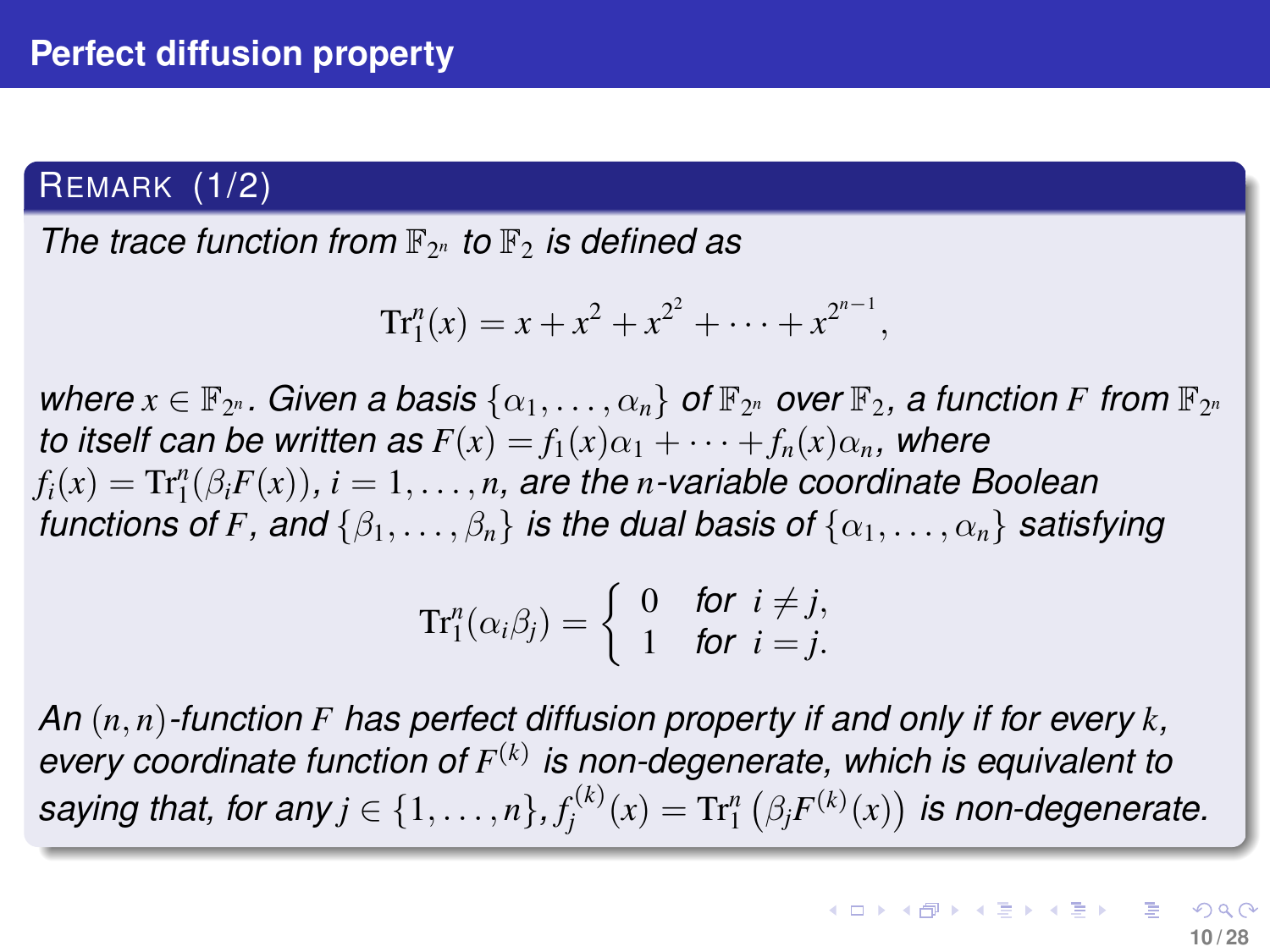# Perfect diffusion property

## Remark (1/2)

*The trace function from $\mathbb{F}_{2^n}$ to $\mathbb{F}_2$ is defined as*

$$\mathrm{Tr}_1^n(x) = x + x^2 + x^{2^2} + \cdots + x^{2^{n-1}},$$

*where $x \in \mathbb{F}_{2^n}$. Given a basis $\{\alpha_1, \ldots, \alpha_n\}$ of $\mathbb{F}_{2^n}$ over $\mathbb{F}_2$, a function $F$ from $\mathbb{F}_{2^n}$ to itself can be written as $F(x) = f_1(x)\alpha_1 + \cdots + f_n(x)\alpha_n$, where $f_i(x) = \mathrm{Tr}_1^n(\beta_i F(x))$, $i = 1, \ldots, n$, are the $n$-variable coordinate Boolean functions of $F$, and $\{\beta_1, \ldots, \beta_n\}$ is the dual basis of $\{\alpha_1, \ldots, \alpha_n\}$ satisfying*

$$\mathrm{Tr}_1^n(\alpha_i \beta_j) = \begin{cases} 0 & \text{for } i \neq j, \\ 1 & \text{for } i = j. \end{cases}$$

*An $(n,n)$-function $F$ has perfect diffusion property if and only if for every $k$, every coordinate function of $F^{(k)}$ is non-degenerate, which is equivalent to saying that, for any $j \in \{1, \ldots, n\}$, $f_j^{(k)}(x) = \mathrm{Tr}_1^n\left(\beta_j F^{(k)}(x)\right)$ is non-degenerate.*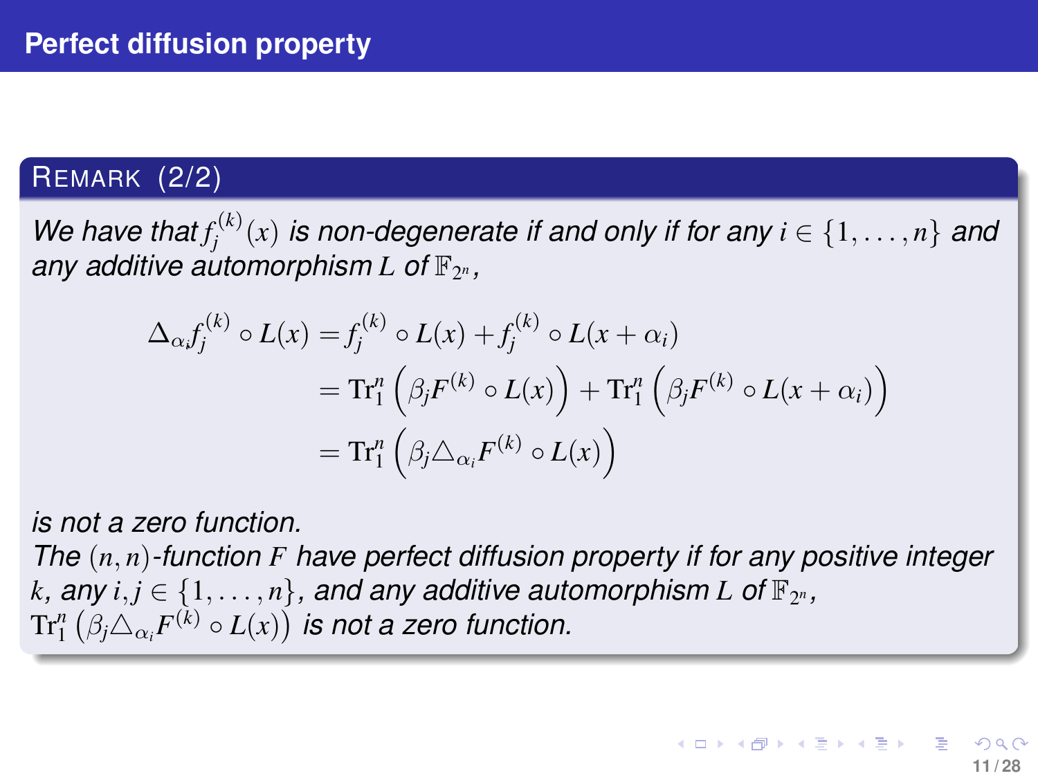## Perfect diffusion property

**Remark (2/2)**

*We have that $f_j^{(k)}(x)$ is non-degenerate if and only if for any $i \in \{1, \ldots, n\}$ and any additive automorphism $L$ of $\mathbb{F}_{2^n}$,*

$$
\begin{aligned}
\Delta_{\alpha_i} f_j^{(k)} \circ L(x) &= f_j^{(k)} \circ L(x) + f_j^{(k)} \circ L(x + \alpha_i) \\
&= \mathrm{Tr}_1^n \left( \beta_j F^{(k)} \circ L(x) \right) + \mathrm{Tr}_1^n \left( \beta_j F^{(k)} \circ L(x + \alpha_i) \right) \\
&= \mathrm{Tr}_1^n \left( \beta_j \triangle_{\alpha_i} F^{(k)} \circ L(x) \right)
\end{aligned}
$$

*is not a zero function.*

*The $(n, n)$-function $F$ have perfect diffusion property if for any positive integer $k$, any $i, j \in \{1, \ldots, n\}$, and any additive automorphism $L$ of $\mathbb{F}_{2^n}$, $\mathrm{Tr}_1^n \left( \beta_j \triangle_{\alpha_i} F^{(k)} \circ L(x) \right)$ is not a zero function.*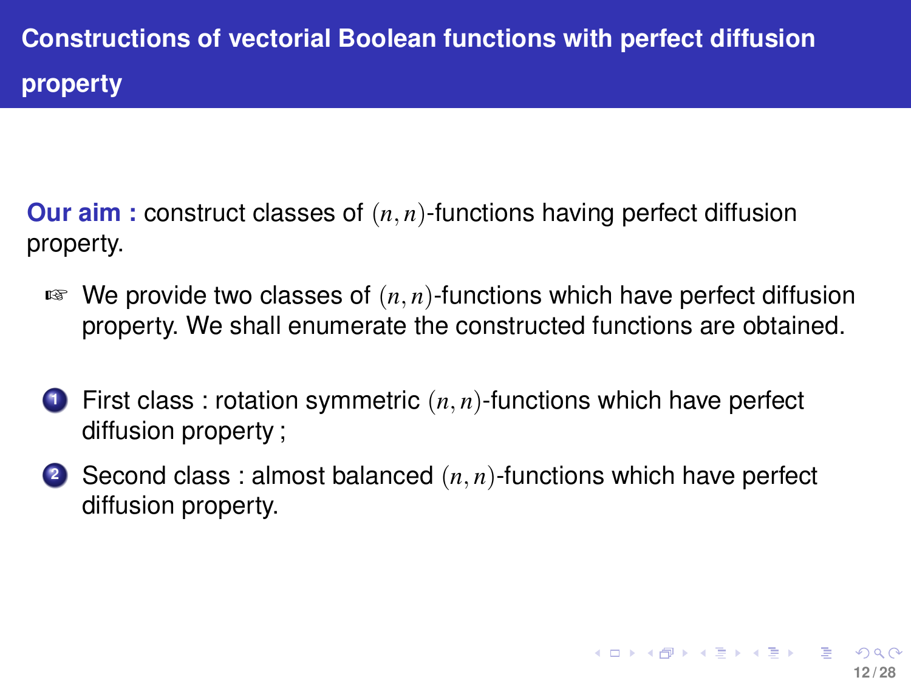# Constructions of vectorial Boolean functions with perfect diffusion property

**Our aim :** construct classes of $(n, n)$-functions having perfect diffusion property.

☞ We provide two classes of $(n, n)$-functions which have perfect diffusion property. We shall enumerate the constructed functions are obtained.

1. First class : rotation symmetric $(n, n)$-functions which have perfect diffusion property ;
2. Second class : almost balanced $(n, n)$-functions which have perfect diffusion property.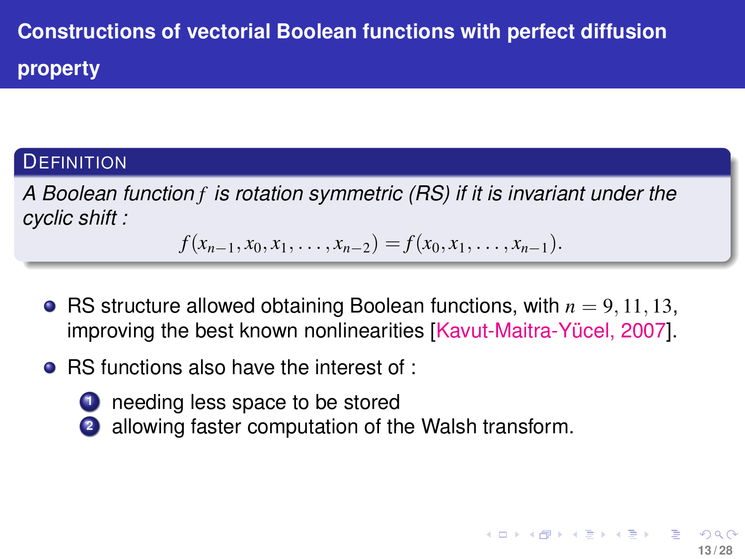# Constructions of vectorial Boolean functions with perfect diffusion property

**Definition**

*A Boolean function $f$ is rotation symmetric (RS) if it is invariant under the cyclic shift :*

$$f(x_{n-1}, x_0, x_1, \ldots, x_{n-2}) = f(x_0, x_1, \ldots, x_{n-1}).$$

- RS structure allowed obtaining Boolean functions, with $n = 9, 11, 13$, improving the best known nonlinearities [Kavut-Maitra-Yücel, 2007].
- RS functions also have the interest of :
  1. needing less space to be stored
  2. allowing faster computation of the Walsh transform.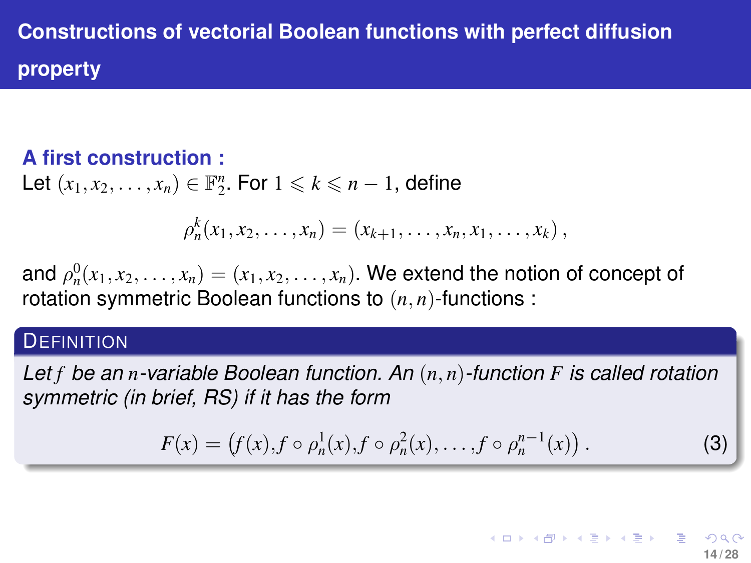## Constructions of vectorial Boolean functions with perfect diffusion property

### A first construction :

Let $(x_1, x_2, \ldots, x_n) \in \mathbb{F}_2^n$. For $1 \leqslant k \leqslant n-1$, define

$$\rho_n^k(x_1, x_2, \ldots, x_n) = (x_{k+1}, \ldots, x_n, x_1, \ldots, x_k),$$

and $\rho_n^0(x_1, x_2, \ldots, x_n) = (x_1, x_2, \ldots, x_n)$. We extend the notion of concept of rotation symmetric Boolean functions to $(n, n)$-functions :

**DEFINITION**

*Let $f$ be an $n$-variable Boolean function. An $(n, n)$-function $F$ is called rotation symmetric (in brief, RS) if it has the form*

$$F(x) = \left(f(x), f \circ \rho_n^1(x), f \circ \rho_n^2(x), \ldots, f \circ \rho_n^{n-1}(x)\right). \tag{3}$$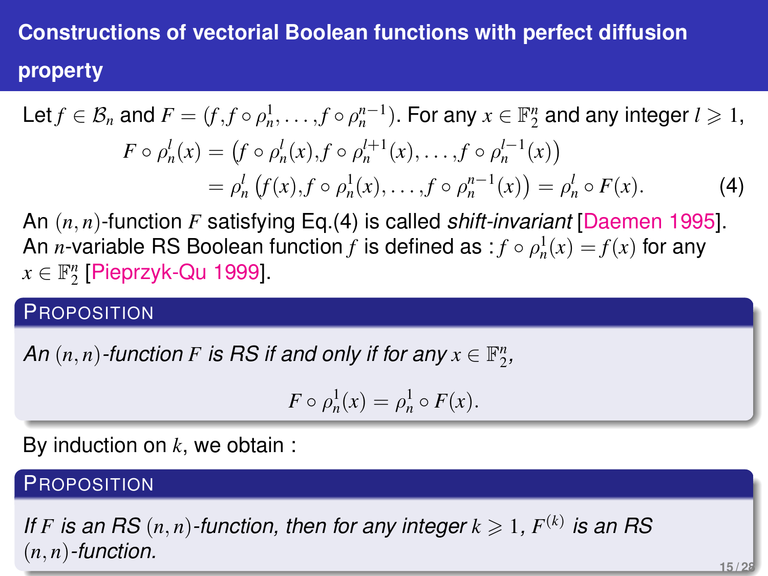## Constructions of vectorial Boolean functions with perfect diffusion property

Let $f \in \mathcal{B}_n$ and $F = (f, f \circ \rho_n^1, \ldots, f \circ \rho_n^{n-1})$. For any $x \in \mathbb{F}_2^n$ and any integer $l \geqslant 1$,

$$
\begin{aligned}
F \circ \rho_n^l(x) &= \left(f \circ \rho_n^l(x), f \circ \rho_n^{l+1}(x), \ldots, f \circ \rho_n^{l-1}(x)\right) \\
&= \rho_n^l \left(f(x), f \circ \rho_n^1(x), \ldots, f \circ \rho_n^{n-1}(x)\right) = \rho_n^l \circ F(x). \qquad (4)
\end{aligned}
$$

An $(n,n)$-function $F$ satisfying Eq.(4) is called *shift-invariant* [Daemen 1995]. An $n$-variable RS Boolean function $f$ is defined as : $f \circ \rho_n^1(x) = f(x)$ for any $x \in \mathbb{F}_2^n$ [Pieprzyk-Qu 1999].

**Proposition**

*An $(n,n)$-function $F$ is RS if and only if for any $x \in \mathbb{F}_2^n$,*

$$F \circ \rho_n^1(x) = \rho_n^1 \circ F(x).$$

By induction on $k$, we obtain :

**Proposition**

*If $F$ is an RS $(n,n)$-function, then for any integer $k \geqslant 1$, $F^{(k)}$ is an RS $(n,n)$-function.*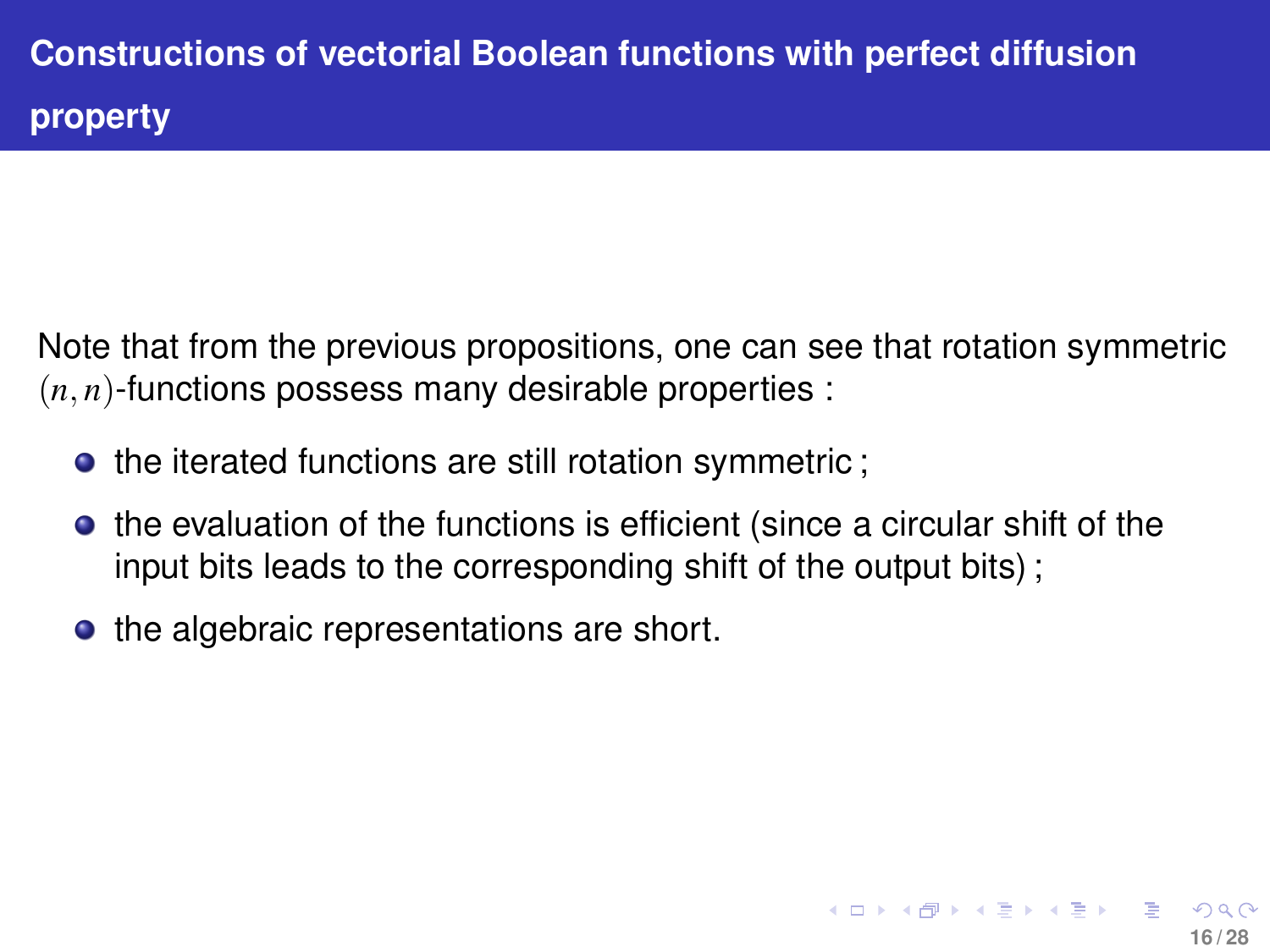## Constructions of vectorial Boolean functions with perfect diffusion property

Note that from the previous propositions, one can see that rotation symmetric $(n,n)$-functions possess many desirable properties :

- the iterated functions are still rotation symmetric ;
- the evaluation of the functions is efficient (since a circular shift of the input bits leads to the corresponding shift of the output bits) ;
- the algebraic representations are short.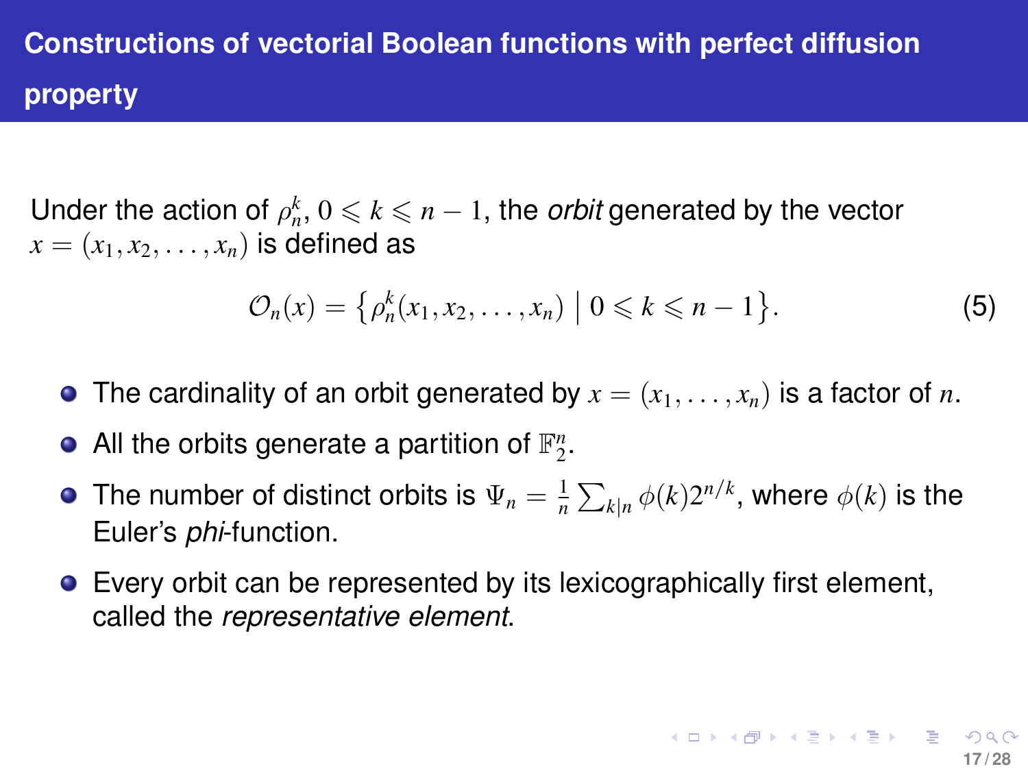## Constructions of vectorial Boolean functions with perfect diffusion property

Under the action of $\rho_n^k$, $0 \leqslant k \leqslant n-1$, the *orbit* generated by the vector $x = (x_1, x_2, \ldots, x_n)$ is defined as

$$\mathcal{O}_n(x) = \left\{ \rho_n^k(x_1, x_2, \ldots, x_n) \;\middle|\; 0 \leqslant k \leqslant n-1 \right\}. \tag{5}$$

- The cardinality of an orbit generated by $x = (x_1, \ldots, x_n)$ is a factor of $n$.
- All the orbits generate a partition of $\mathbb{F}_2^n$.
- The number of distinct orbits is $\Psi_n = \frac{1}{n} \sum_{k|n} \phi(k) 2^{n/k}$, where $\phi(k)$ is the Euler's *phi*-function.
- Every orbit can be represented by its lexicographically first element, called the *representative element*.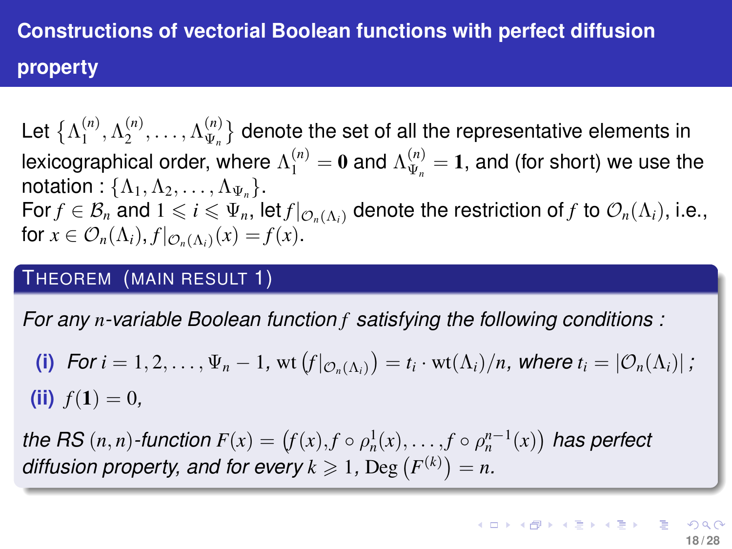## Constructions of vectorial Boolean functions with perfect diffusion property

Let $\{\Lambda_1^{(n)}, \Lambda_2^{(n)}, \ldots, \Lambda_{\Psi_n}^{(n)}\}$ denote the set of all the representative elements in lexicographical order, where $\Lambda_1^{(n)} = \mathbf{0}$ and $\Lambda_{\Psi_n}^{(n)} = \mathbf{1}$, and (for short) we use the notation : $\{\Lambda_1, \Lambda_2, \ldots, \Lambda_{\Psi_n}\}$.

For $f \in \mathcal{B}_n$ and $1 \leqslant i \leqslant \Psi_n$, let $f|_{\mathcal{O}_n(\Lambda_i)}$ denote the restriction of $f$ to $\mathcal{O}_n(\Lambda_i)$, i.e., for $x \in \mathcal{O}_n(\Lambda_i)$, $f|_{\mathcal{O}_n(\Lambda_i)}(x) = f(x)$.

**THEOREM (MAIN RESULT 1)**

*For any $n$-variable Boolean function $f$ satisfying the following conditions :*

- **(i)** *For $i = 1, 2, \ldots, \Psi_n - 1$, $\mathrm{wt}\left(f|_{\mathcal{O}_n(\Lambda_i)}\right) = t_i \cdot \mathrm{wt}(\Lambda_i)/n$, where $t_i = |\mathcal{O}_n(\Lambda_i)|$ ;*
- **(ii)** *$f(\mathbf{1}) = 0$,*

*the RS $(n, n)$-function $F(x) = \left(f(x), f \circ \rho_n^1(x), \ldots, f \circ \rho_n^{n-1}(x)\right)$ has perfect diffusion property, and for every $k \geqslant 1$, $\mathrm{Deg}\left(F^{(k)}\right) = n$.*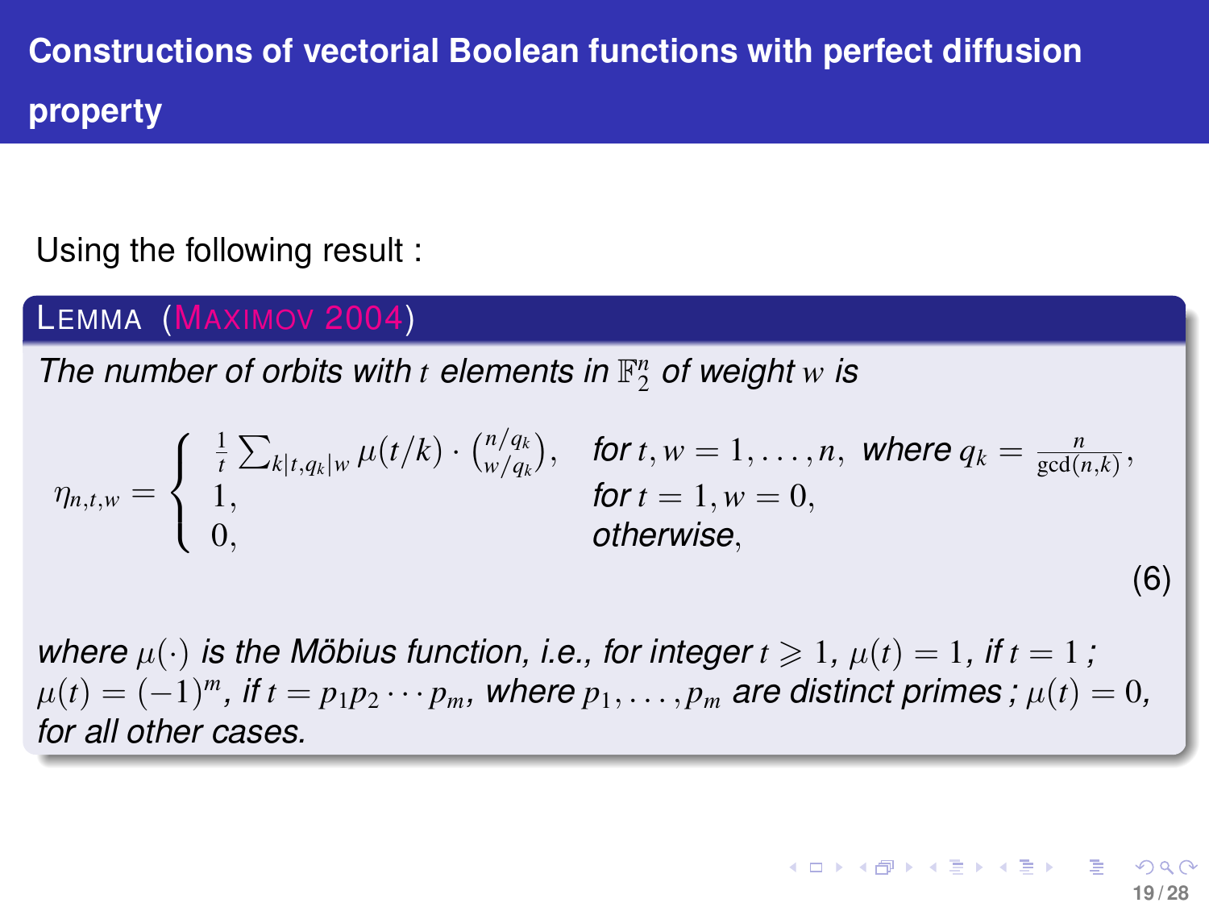## Constructions of vectorial Boolean functions with perfect diffusion property

Using the following result :

**Lemma (Maximov 2004)**

*The number of orbits with $t$ elements in $\mathbb{F}_2^n$ of weight $w$ is*

$$\eta_{n,t,w} = \begin{cases} \frac{1}{t} \sum_{k|t, q_k|w} \mu(t/k) \cdot \binom{n/q_k}{w/q_k}, & \text{for } t, w = 1, \ldots, n, \text{ where } q_k = \frac{n}{\gcd(n,k)}, \\ 1, & \text{for } t = 1, w = 0, \\ 0, & \text{otherwise}, \end{cases} \tag{6}$$

*where $\mu(\cdot)$ is the Möbius function, i.e., for integer $t \geqslant 1$, $\mu(t) = 1$, if $t = 1$ ; $\mu(t) = (-1)^m$, if $t = p_1 p_2 \cdots p_m$, where $p_1, \ldots, p_m$ are distinct primes ; $\mu(t) = 0$, for all other cases.*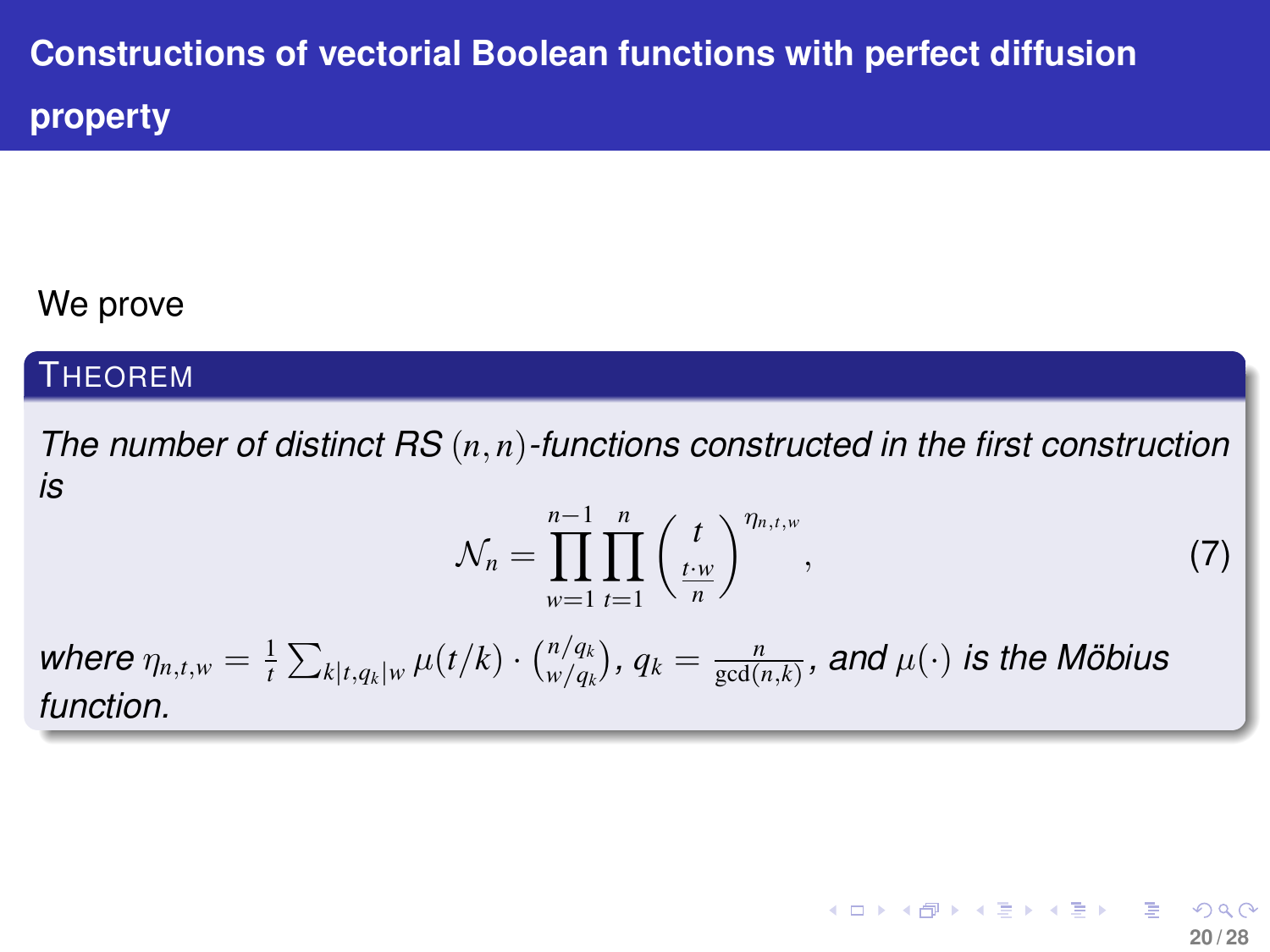# Constructions of vectorial Boolean functions with perfect diffusion property

We prove

**Theorem**

*The number of distinct RS $(n,n)$-functions constructed in the first construction is*

$$\mathcal{N}_n = \prod_{w=1}^{n-1} \prod_{t=1}^{n} \binom{t}{\frac{t \cdot w}{n}}^{\eta_{n,t,w}}, \tag{7}$$

*where $\eta_{n,t,w} = \frac{1}{t} \sum_{k|t, q_k|w} \mu(t/k) \cdot \binom{n/q_k}{w/q_k}$, $q_k = \frac{n}{\gcd(n,k)}$, and $\mu(\cdot)$ is the Möbius function.*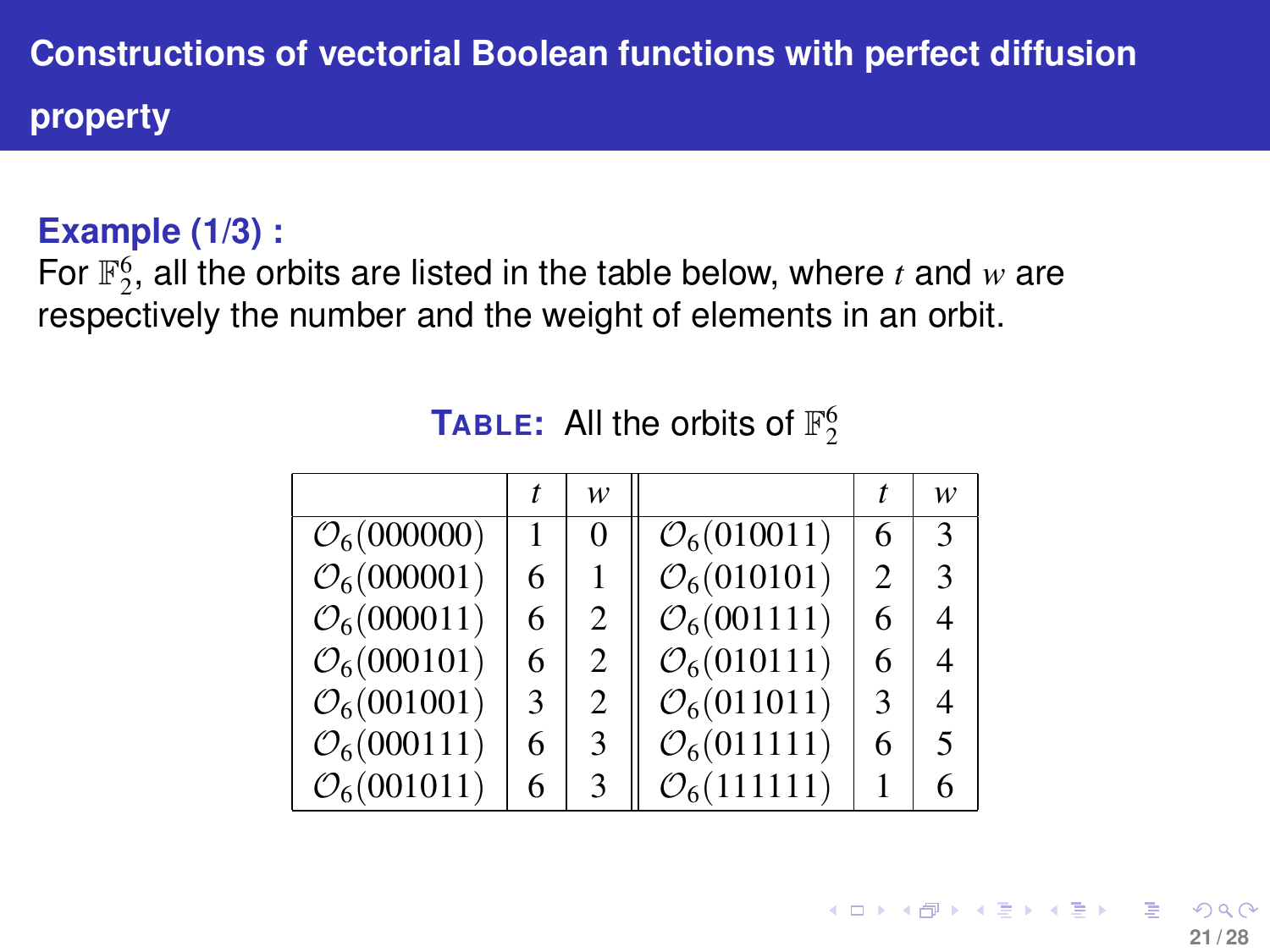## Constructions of vectorial Boolean functions with perfect diffusion property

**Example (1/3) :**

For $\mathbb{F}_2^6$, all the orbits are listed in the table below, where $t$ and $w$ are respectively the number and the weight of elements in an orbit.

**TABLE:** All the orbits of $\mathbb{F}_2^6$

| | $t$ | $w$ | | $t$ | $w$ |
|---|---|---|---|---|---|
| $\mathcal{O}_6(000000)$ | 1 | 0 | $\mathcal{O}_6(010011)$ | 6 | 3 |
| $\mathcal{O}_6(000001)$ | 6 | 1 | $\mathcal{O}_6(010101)$ | 2 | 3 |
| $\mathcal{O}_6(000011)$ | 6 | 2 | $\mathcal{O}_6(001111)$ | 6 | 4 |
| $\mathcal{O}_6(000101)$ | 6 | 2 | $\mathcal{O}_6(010111)$ | 6 | 4 |
| $\mathcal{O}_6(001001)$ | 3 | 2 | $\mathcal{O}_6(011011)$ | 3 | 4 |
| $\mathcal{O}_6(000111)$ | 6 | 3 | $\mathcal{O}_6(011111)$ | 6 | 5 |
| $\mathcal{O}_6(001011)$ | 6 | 3 | $\mathcal{O}_6(111111)$ | 1 | 6 |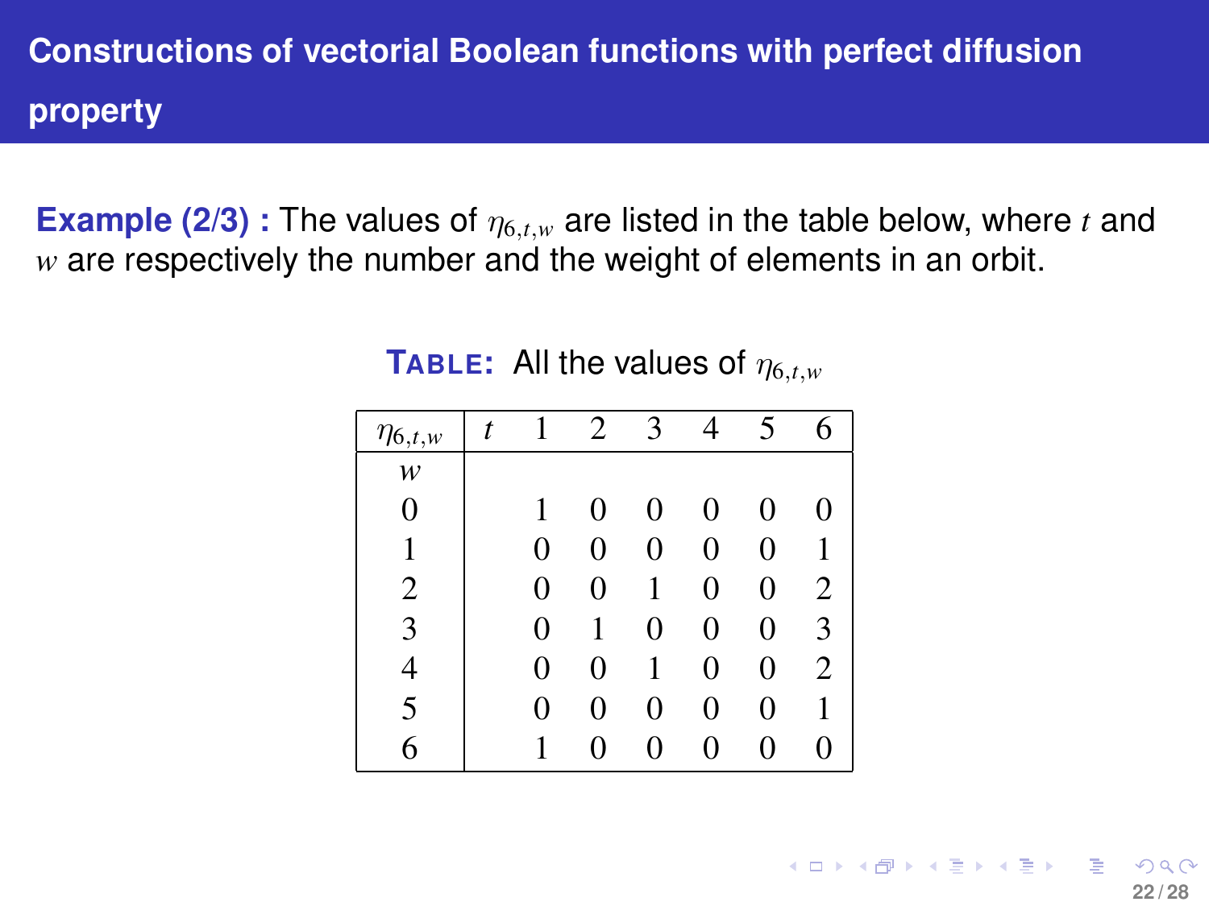## Constructions of vectorial Boolean functions with perfect diffusion property

**Example (2/3) :** The values of $\eta_{6,t,w}$ are listed in the table below, where $t$ and $w$ are respectively the number and the weight of elements in an orbit.

**TABLE:** All the values of $\eta_{6,t,w}$

| $\eta_{6,t,w}$ / $w$ \ $t$ | 1 | 2 | 3 | 4 | 5 | 6 |
|---|---|---|---|---|---|---|
| 0 | 1 | 0 | 0 | 0 | 0 | 0 |
| 1 | 0 | 0 | 0 | 0 | 0 | 1 |
| 2 | 0 | 0 | 1 | 0 | 0 | 2 |
| 3 | 0 | 1 | 0 | 0 | 0 | 3 |
| 4 | 0 | 0 | 1 | 0 | 0 | 2 |
| 5 | 0 | 0 | 0 | 0 | 0 | 1 |
| 6 | 1 | 0 | 0 | 0 | 0 | 0 |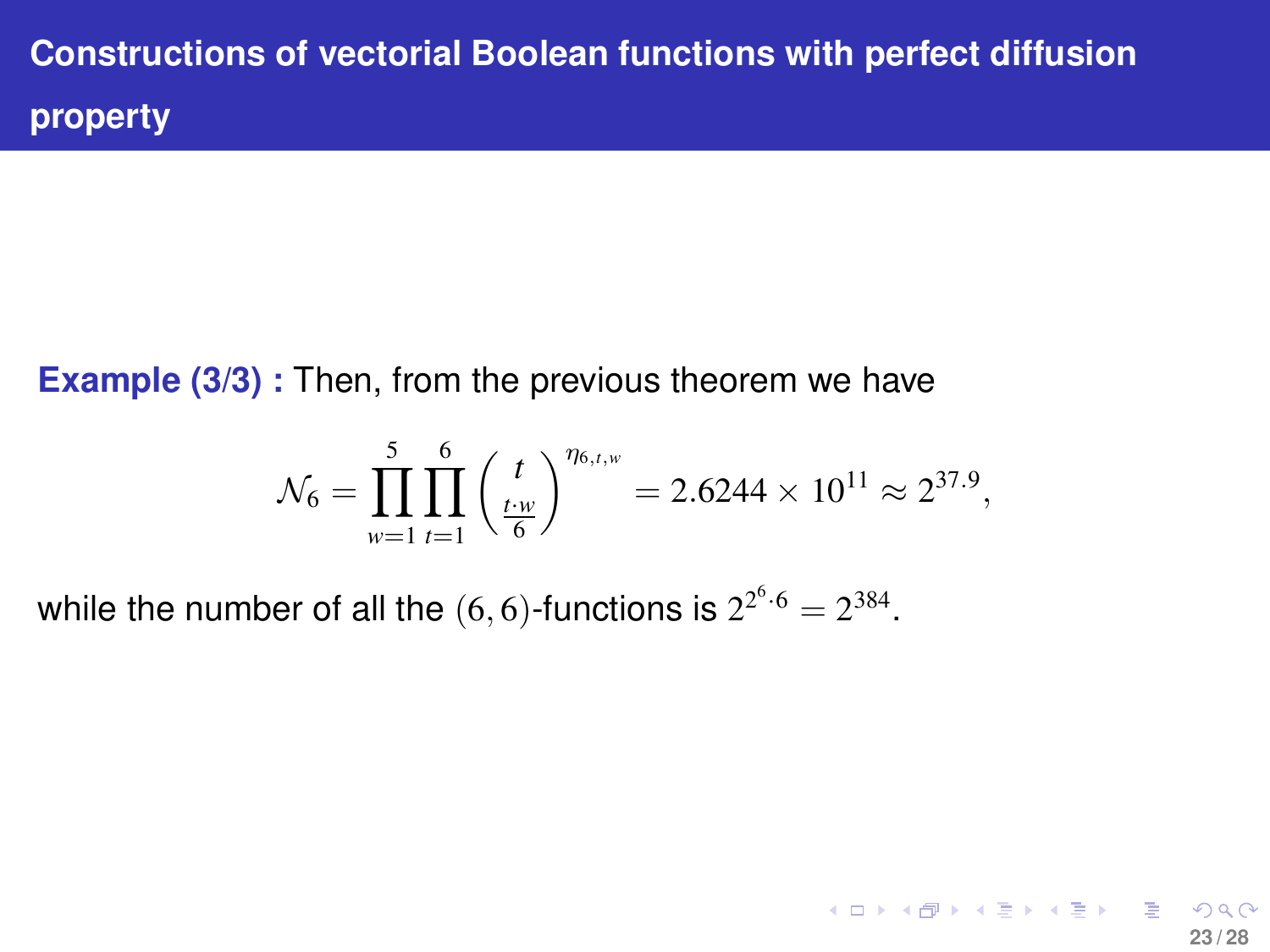## Constructions of vectorial Boolean functions with perfect diffusion property

**Example (3/3) :** Then, from the previous theorem we have

$$\mathcal{N}_6 = \prod_{w=1}^{5} \prod_{t=1}^{6} \binom{t}{\frac{t \cdot w}{6}}^{\eta_{6,t,w}} = 2.6244 \times 10^{11} \approx 2^{37.9},$$

while the number of all the $(6,6)$-functions is $2^{2^6 \cdot 6} = 2^{384}$.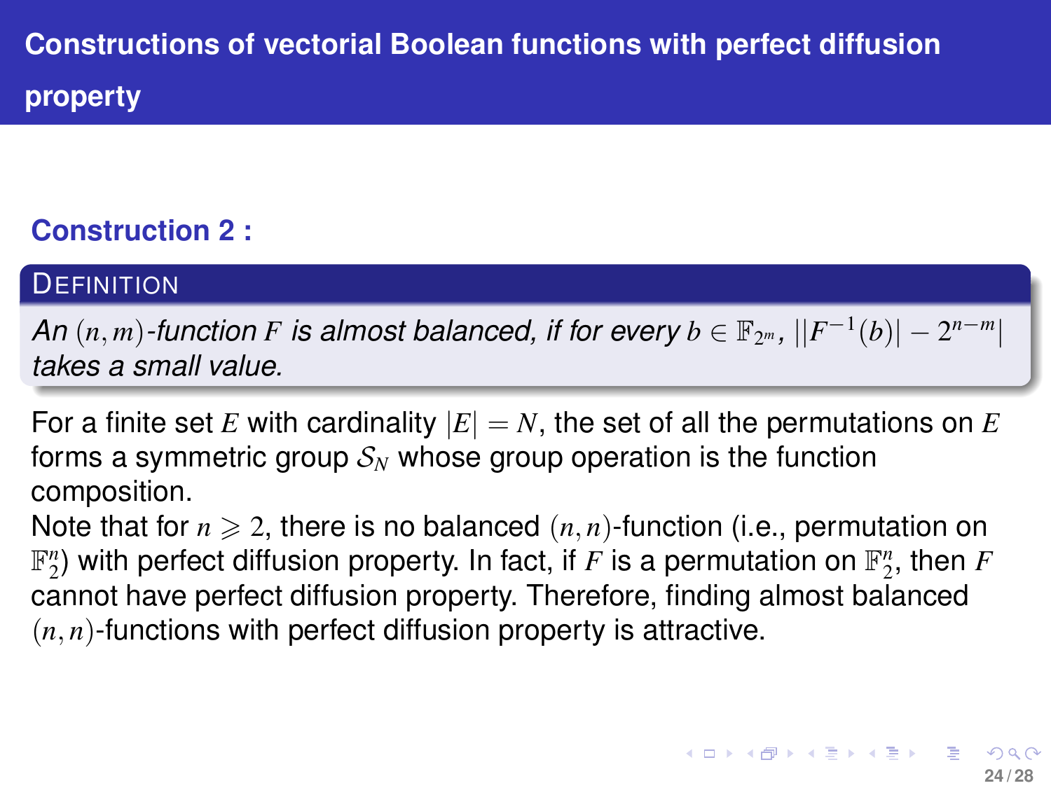## Constructions of vectorial Boolean functions with perfect diffusion property

### Construction 2 :

**Definition**

*An $(n, m)$-function $F$ is almost balanced, if for every $b \in \mathbb{F}_{2^m}$, $||F^{-1}(b)| - 2^{n-m}|$ takes a small value.*

For a finite set $E$ with cardinality $|E| = N$, the set of all the permutations on $E$ forms a symmetric group $\mathcal{S}_N$ whose group operation is the function composition.

Note that for $n \geqslant 2$, there is no balanced $(n, n)$-function (i.e., permutation on $\mathbb{F}_2^n$) with perfect diffusion property. In fact, if $F$ is a permutation on $\mathbb{F}_2^n$, then $F$ cannot have perfect diffusion property. Therefore, finding almost balanced $(n, n)$-functions with perfect diffusion property is attractive.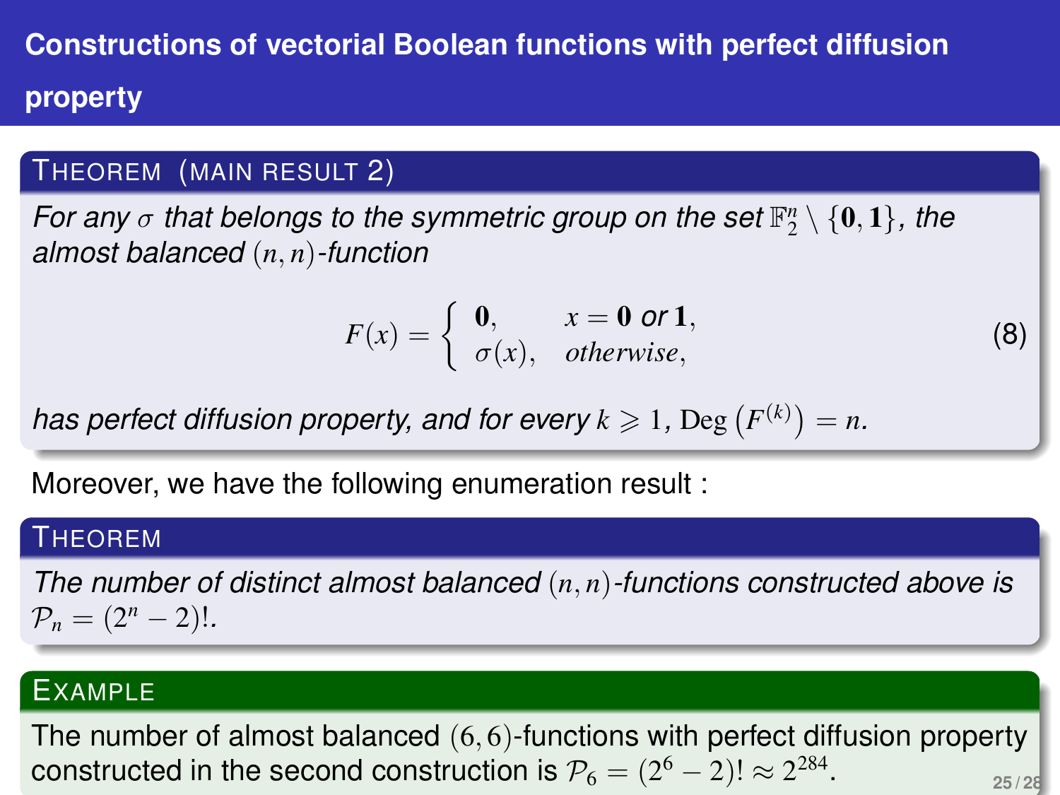## Constructions of vectorial Boolean functions with perfect diffusion property

**Theorem (Main result 2)**

*For any $\sigma$ that belongs to the symmetric group on the set $\mathbb{F}_2^n \setminus \{\mathbf{0}, \mathbf{1}\}$, the almost balanced $(n, n)$-function*

$$F(x) = \begin{cases} \mathbf{0}, & x = \mathbf{0} \text{ or } \mathbf{1}, \\ \sigma(x), & \text{otherwise}, \end{cases} \tag{8}$$

*has perfect diffusion property, and for every $k \geqslant 1$, $\mathrm{Deg}\left(F^{(k)}\right) = n$.*

Moreover, we have the following enumeration result :

**Theorem**

*The number of distinct almost balanced $(n, n)$-functions constructed above is $\mathcal{P}_n = (2^n - 2)!$.*

**Example**

The number of almost balanced $(6, 6)$-functions with perfect diffusion property constructed in the second construction is $\mathcal{P}_6 = (2^6 - 2)! \approx 2^{284}$.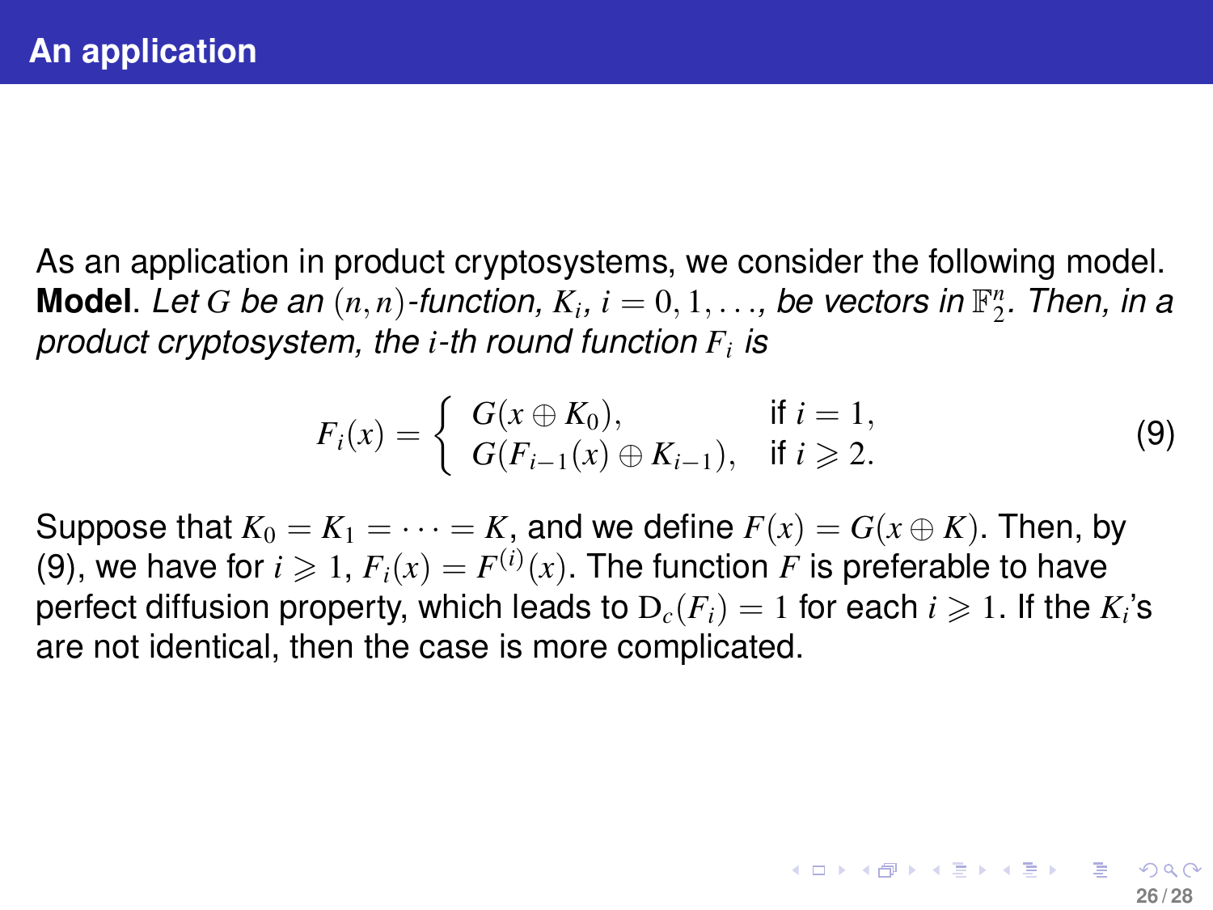## An application

As an application in product cryptosystems, we consider the following model.

**Model**. *Let $G$ be an $(n, n)$-function, $K_i$, $i = 0, 1, \ldots$, be vectors in $\mathbb{F}_2^n$. Then, in a product cryptosystem, the $i$-th round function $F_i$ is*

$$F_i(x) = \begin{cases} G(x \oplus K_0), & \text{if } i = 1, \\ G(F_{i-1}(x) \oplus K_{i-1}), & \text{if } i \geqslant 2. \end{cases} \tag{9}$$

Suppose that $K_0 = K_1 = \cdots = K$, and we define $F(x) = G(x \oplus K)$. Then, by (9), we have for $i \geqslant 1$, $F_i(x) = F^{(i)}(x)$. The function $F$ is preferable to have perfect diffusion property, which leads to $\mathrm{D}_c(F_i) = 1$ for each $i \geqslant 1$. If the $K_i$'s are not identical, then the case is more complicated.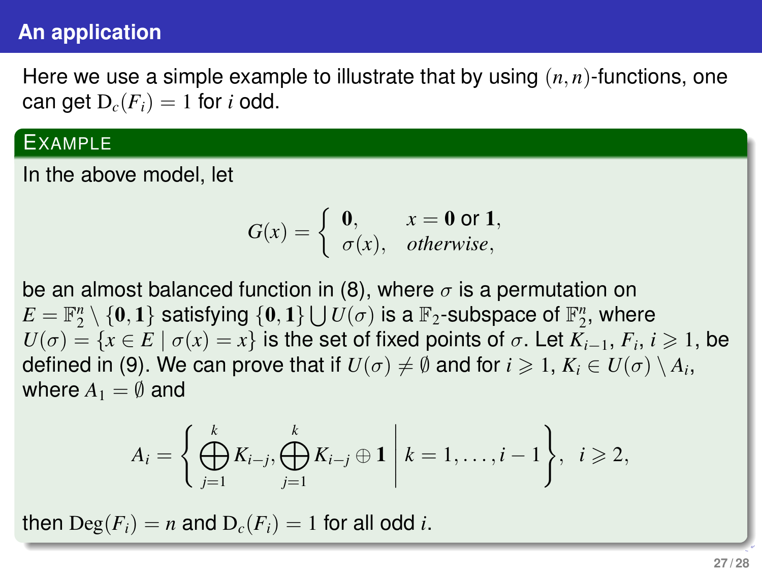## An application

Here we use a simple example to illustrate that by using $(n, n)$-functions, one can get $\mathrm{D}_c(F_i) = 1$ for $i$ odd.

### Example

In the above model, let

$$G(x) = \begin{cases} \mathbf{0}, & x = \mathbf{0} \text{ or } \mathbf{1}, \\ \sigma(x), & \textit{otherwise}, \end{cases}$$

be an almost balanced function in (8), where $\sigma$ is a permutation on $E = \mathbb{F}_2^n \setminus \{\mathbf{0}, \mathbf{1}\}$ satisfying $\{\mathbf{0}, \mathbf{1}\} \bigcup U(\sigma)$ is a $\mathbb{F}_2$-subspace of $\mathbb{F}_2^n$, where $U(\sigma) = \{x \in E \mid \sigma(x) = x\}$ is the set of fixed points of $\sigma$. Let $K_{i-1}$, $F_i$, $i \geqslant 1$, be defined in (9). We can prove that if $U(\sigma) \neq \emptyset$ and for $i \geqslant 1$, $K_i \in U(\sigma) \setminus A_i$, where $A_1 = \emptyset$ and

$$A_i = \left\{ \bigoplus_{j=1}^{k} K_{i-j}, \bigoplus_{j=1}^{k} K_{i-j} \oplus \mathbf{1} \;\middle|\; k = 1, \ldots, i-1 \right\}, \;\; i \geqslant 2,$$

then $\mathrm{Deg}(F_i) = n$ and $\mathrm{D}_c(F_i) = 1$ for all odd $i$.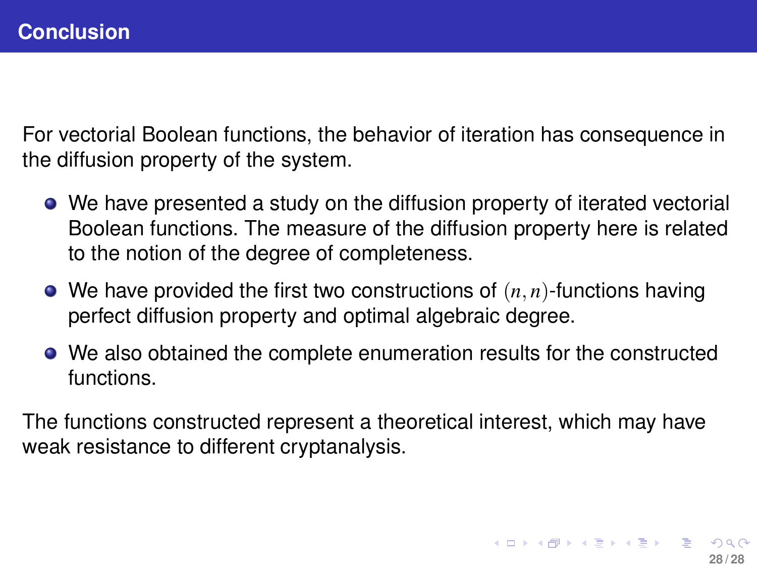# Conclusion

For vectorial Boolean functions, the behavior of iteration has consequence in the diffusion property of the system.

- We have presented a study on the diffusion property of iterated vectorial Boolean functions. The measure of the diffusion property here is related to the notion of the degree of completeness.
- We have provided the first two constructions of $(n, n)$-functions having perfect diffusion property and optimal algebraic degree.
- We also obtained the complete enumeration results for the constructed functions.

The functions constructed represent a theoretical interest, which may have weak resistance to different cryptanalysis.